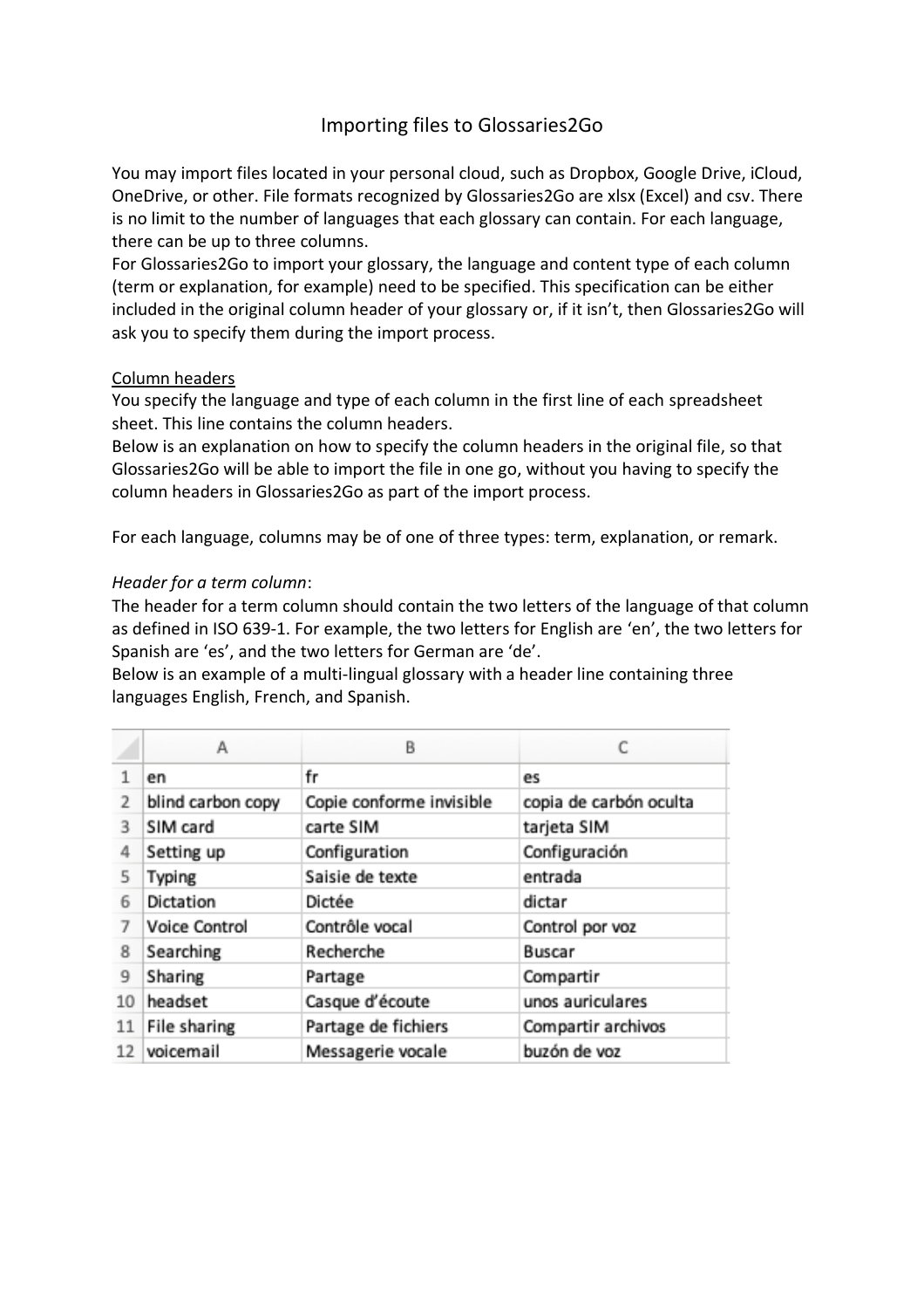# Importing files to Glossaries2Go

You may import files located in your personal cloud, such as Dropbox, Google Drive, iCloud, OneDrive, or other. File formats recognized by Glossaries2Go are xlsx (Excel) and csv. There is no limit to the number of languages that each glossary can contain. For each language, there can be up to three columns.

For Glossaries2Go to import your glossary, the language and content type of each column (term or explanation, for example) need to be specified. This specification can be either included in the original column header of your glossary or, if it isn't, then Glossaries2Go will ask you to specify them during the import process.

## Column headers

You specify the language and type of each column in the first line of each spreadsheet sheet. This line contains the column headers.

Below is an explanation on how to specify the column headers in the original file, so that Glossaries2Go will be able to import the file in one go, without you having to specify the column headers in Glossaries2Go as part of the import process.

For each language, columns may be of one of three types: term, explanation, or remark.

*Header for a term column*:

The header for a term column should contain the two letters of the language of that column as defined in ISO 639-1. For example, the two letters for English are 'en', the two letters for Spanish are 'es', and the two letters for German are 'de'.

Below is an example of a multi-lingual glossary with a header line containing three languages English, French, and Spanish.

| | A | B | C |
|---|---|---|---|
| 1 | en | fr | es |
| 2 | blind carbon copy | Copie conforme invisible | copia de carbón oculta |
| 3 | SIM card | carte SIM | tarjeta SIM |
| 4 | Setting up | Configuration | Configuración |
| 5 | Typing | Saisie de texte | entrada |
| 6 | Dictation | Dictée | dictar |
| 7 | Voice Control | Contrôle vocal | Control por voz |
| 8 | Searching | Recherche | Buscar |
| 9 | Sharing | Partage | Compartir |
| 10 | headset | Casque d'écoute | unos auriculares |
| 11 | File sharing | Partage de fichiers | Compartir archivos |
| 12 | voicemail | Messagerie vocale | buzón de voz |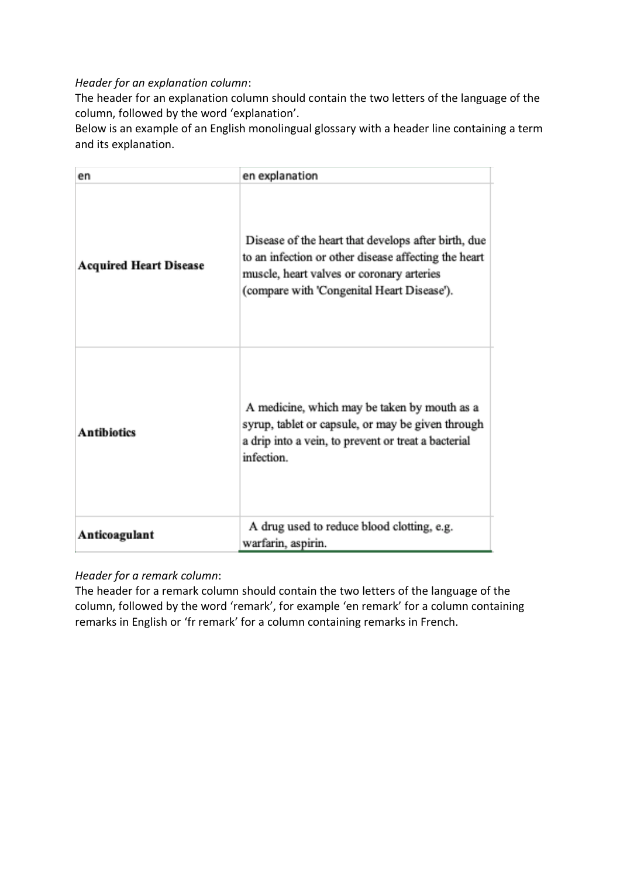*Header for an explanation column*:
The header for an explanation column should contain the two letters of the language of the column, followed by the word 'explanation'.
Below is an example of an English monolingual glossary with a header line containing a term and its explanation.

| en | en explanation |
| --- | --- |
| **Acquired Heart Disease** | Disease of the heart that develops after birth, due to an infection or other disease affecting the heart muscle, heart valves or coronary arteries (compare with 'Congenital Heart Disease'). |
| **Antibiotics** | A medicine, which may be taken by mouth as a syrup, tablet or capsule, or may be given through a drip into a vein, to prevent or treat a bacterial infection. |
| **Anticoagulant** | A drug used to reduce blood clotting, e.g. warfarin, aspirin. |

*Header for a remark column*:
The header for a remark column should contain the two letters of the language of the column, followed by the word 'remark', for example 'en remark' for a column containing remarks in English or 'fr remark' for a column containing remarks in French.